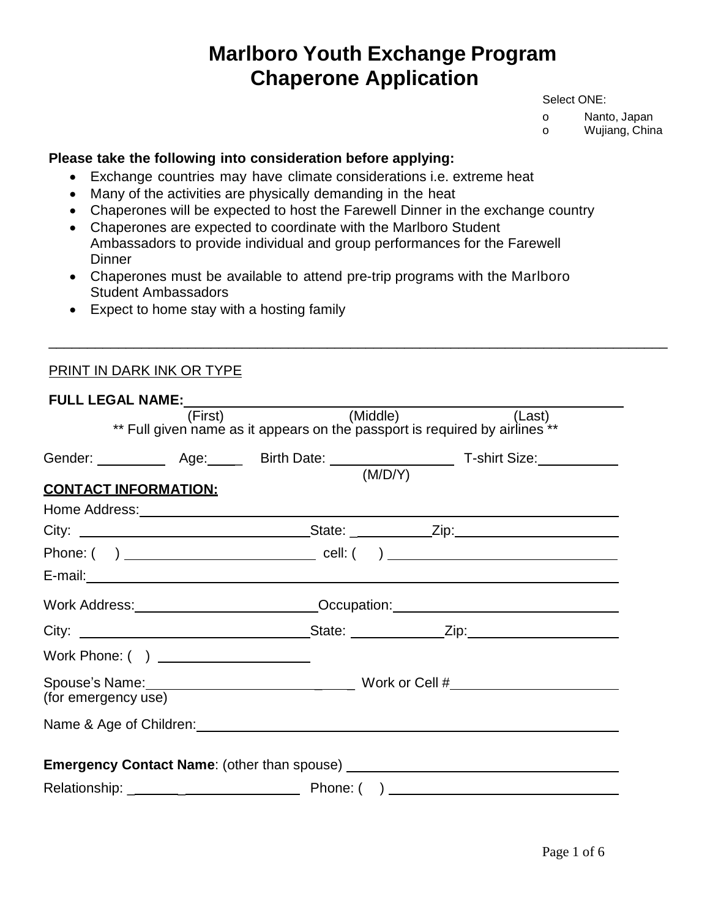# Marlboro Youth Exchange Program
# Chaperone Application

Select ONE:

- o Nanto, Japan
- o Wujiang, China

**Please take the following into consideration before applying:**

- Exchange countries may have climate considerations i.e. extreme heat
- Many of the activities are physically demanding in the heat
- Chaperones will be expected to host the Farewell Dinner in the exchange country
- Chaperones are expected to coordinate with the Marlboro Student Ambassadors to provide individual and group performances for the Farewell Dinner
- Chaperones must be available to attend pre-trip programs with the Marlboro Student Ambassadors
- Expect to home stay with a hosting family

---

PRINT IN DARK INK OR TYPE

**FULL LEGAL NAME:** ______________________________________________
(First) (Middle) (Last)

** Full given name as it appears on the passport is required by airlines **

Gender: _________ Age:____ Birth Date: ________________ T-shirt Size:__________
(M/D/Y)

**CONTACT INFORMATION:**

Home Address:______________________________________________

City: ______________________________State: __________Zip:____________________

Phone: ( ) ________________________ cell: ( ) ____________________________

E-mail:______________________________________________

Work Address:________________________Occupation:____________________________

City: ______________________________State: ____________Zip:____________________

Work Phone: ( ) ____________________

Spouse's Name:_____________________________ Work or Cell #______________________
(for emergency use)

Name & Age of Children:______________________________________________

**Emergency Contact Name**: (other than spouse) ____________________________________

Relationship: _______________________ Phone: ( ) ____________________________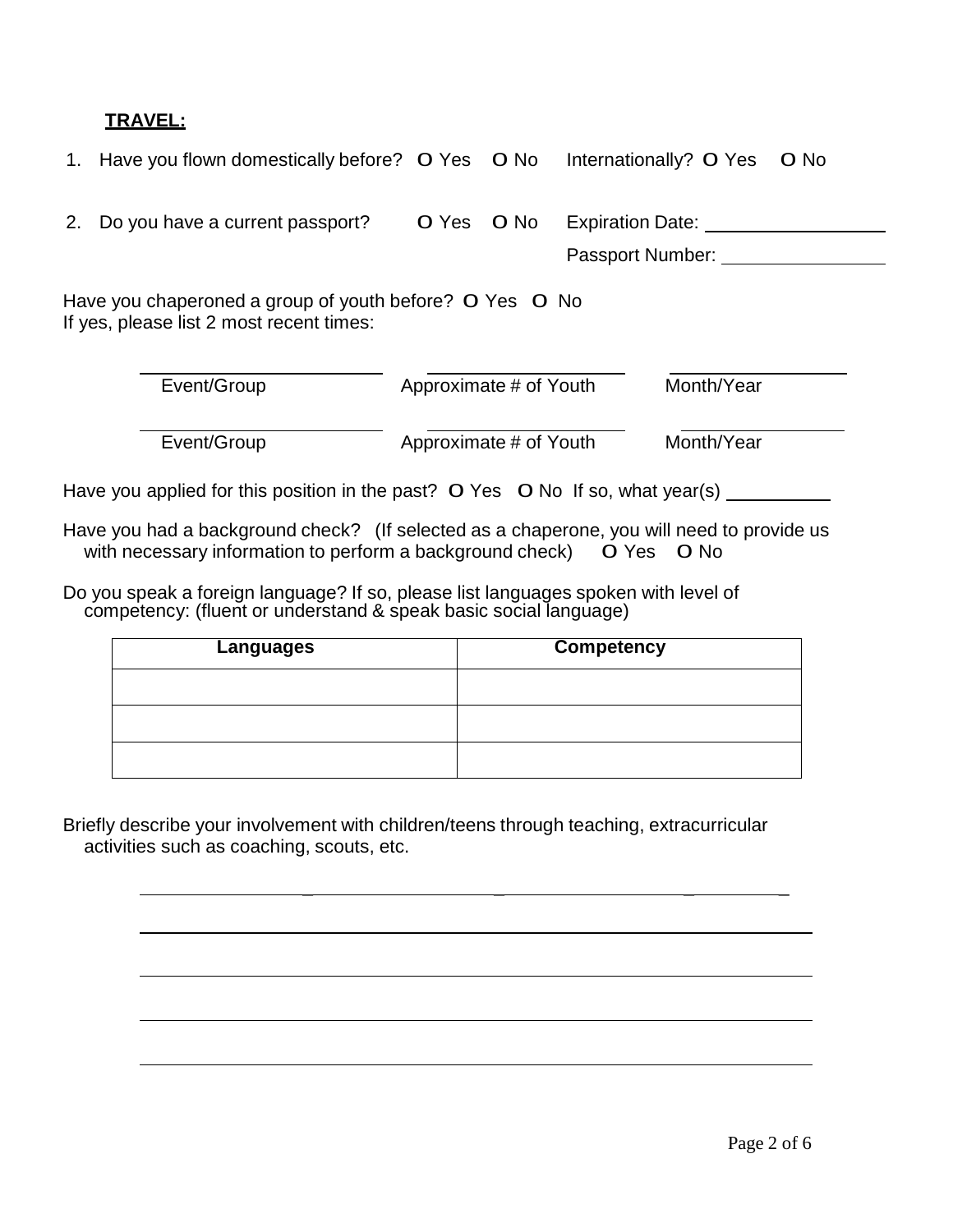**TRAVEL:**

1. Have you flown domestically before? O Yes O No Internationally? O Yes O No

2. Do you have a current passport? O Yes O No Expiration Date: \_\_\_\_\_\_\_\_\_\_\_\_\_\_\_\_

   Passport Number: \_\_\_\_\_\_\_\_\_\_\_\_\_\_\_\_

Have you chaperoned a group of youth before? O Yes O No
If yes, please list 2 most recent times:

| Event/Group | Approximate # of Youth | Month/Year |
| --- | --- | --- |
| | | |
| | | |

Have you applied for this position in the past? O Yes O No If so, what year(s) \_\_\_\_\_\_\_\_\_\_

Have you had a background check? (If selected as a chaperone, you will need to provide us with necessary information to perform a background check) O Yes O No

Do you speak a foreign language? If so, please list languages spoken with level of competency: (fluent or understand & speak basic social language)

| Languages | Competency |
| --- | --- |
| | |
| | |
| | |

Briefly describe your involvement with children/teens through teaching, extracurricular activities such as coaching, scouts, etc.

\_\_\_\_\_\_\_\_\_\_\_\_\_\_\_\_\_\_\_\_\_\_\_\_\_\_\_\_\_\_\_\_\_\_\_\_\_\_\_\_\_\_\_\_\_\_\_\_\_\_\_\_\_\_\_\_\_\_\_\_

\_\_\_\_\_\_\_\_\_\_\_\_\_\_\_\_\_\_\_\_\_\_\_\_\_\_\_\_\_\_\_\_\_\_\_\_\_\_\_\_\_\_\_\_\_\_\_\_\_\_\_\_\_\_\_\_\_\_\_\_

\_\_\_\_\_\_\_\_\_\_\_\_\_\_\_\_\_\_\_\_\_\_\_\_\_\_\_\_\_\_\_\_\_\_\_\_\_\_\_\_\_\_\_\_\_\_\_\_\_\_\_\_\_\_\_\_\_\_\_\_

\_\_\_\_\_\_\_\_\_\_\_\_\_\_\_\_\_\_\_\_\_\_\_\_\_\_\_\_\_\_\_\_\_\_\_\_\_\_\_\_\_\_\_\_\_\_\_\_\_\_\_\_\_\_\_\_\_\_\_\_

\_\_\_\_\_\_\_\_\_\_\_\_\_\_\_\_\_\_\_\_\_\_\_\_\_\_\_\_\_\_\_\_\_\_\_\_\_\_\_\_\_\_\_\_\_\_\_\_\_\_\_\_\_\_\_\_\_\_\_\_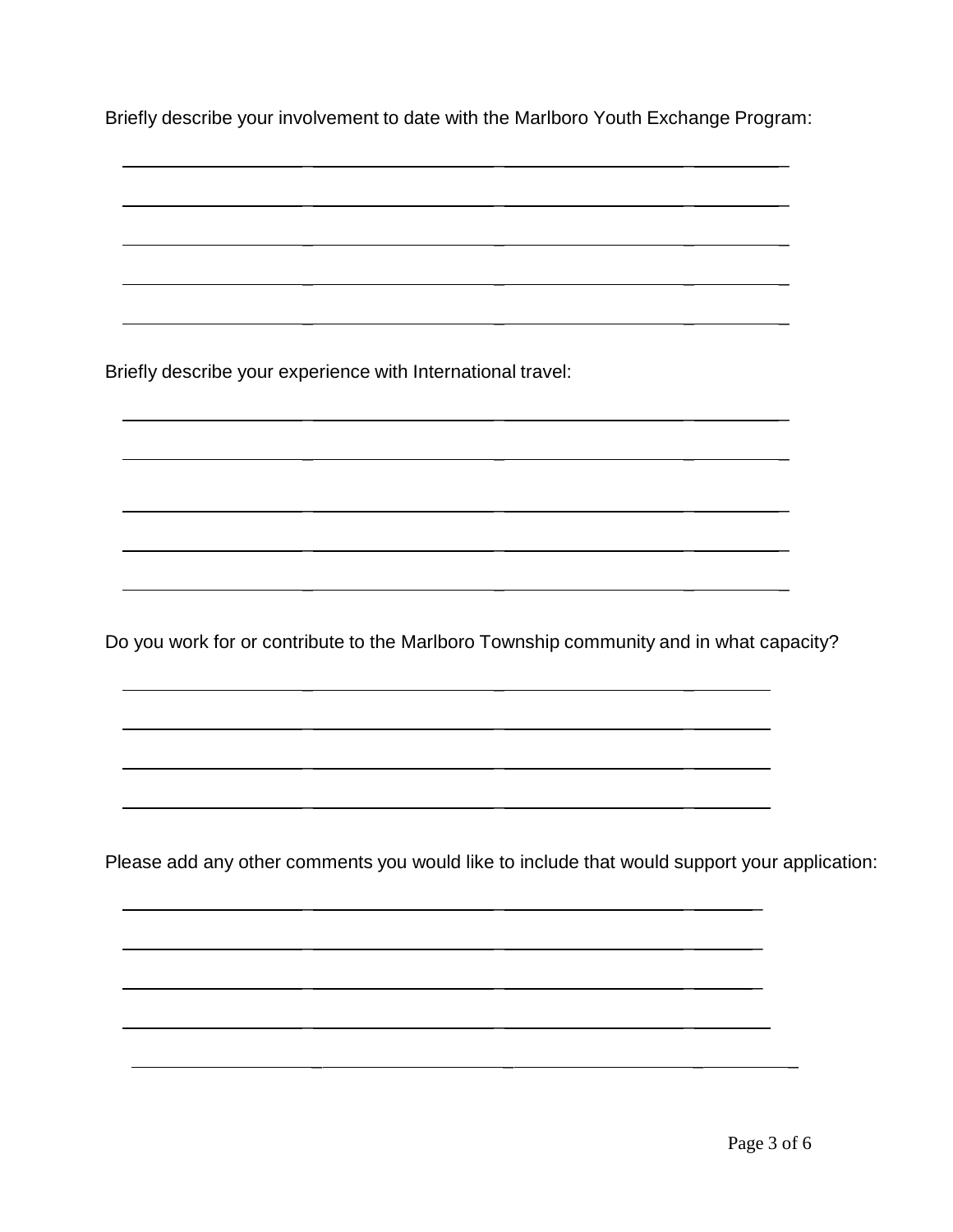Briefly describe your involvement to date with the Marlboro Youth Exchange Program:

\_\_\_\_\_\_\_\_\_\_\_\_\_\_\_\_\_\_\_\_\_\_\_\_\_\_\_\_\_\_\_\_\_\_\_\_\_\_\_\_\_\_\_\_\_\_\_\_\_\_\_\_\_\_\_\_\_\_\_\_\_\_\_\_\_\_\_\_\_\_\_\_

\_\_\_\_\_\_\_\_\_\_\_\_\_\_\_\_\_\_\_\_\_\_\_\_\_\_\_\_\_\_\_\_\_\_\_\_\_\_\_\_\_\_\_\_\_\_\_\_\_\_\_\_\_\_\_\_\_\_\_\_\_\_\_\_\_\_\_\_\_\_\_\_

\_\_\_\_\_\_\_\_\_\_\_\_\_\_\_\_\_\_\_\_\_\_\_\_\_\_\_\_\_\_\_\_\_\_\_\_\_\_\_\_\_\_\_\_\_\_\_\_\_\_\_\_\_\_\_\_\_\_\_\_\_\_\_\_\_\_\_\_\_\_\_\_

\_\_\_\_\_\_\_\_\_\_\_\_\_\_\_\_\_\_\_\_\_\_\_\_\_\_\_\_\_\_\_\_\_\_\_\_\_\_\_\_\_\_\_\_\_\_\_\_\_\_\_\_\_\_\_\_\_\_\_\_\_\_\_\_\_\_\_\_\_\_\_\_

\_\_\_\_\_\_\_\_\_\_\_\_\_\_\_\_\_\_\_\_\_\_\_\_\_\_\_\_\_\_\_\_\_\_\_\_\_\_\_\_\_\_\_\_\_\_\_\_\_\_\_\_\_\_\_\_\_\_\_\_\_\_\_\_\_\_\_\_\_\_\_\_

Briefly describe your experience with International travel:

\_\_\_\_\_\_\_\_\_\_\_\_\_\_\_\_\_\_\_\_\_\_\_\_\_\_\_\_\_\_\_\_\_\_\_\_\_\_\_\_\_\_\_\_\_\_\_\_\_\_\_\_\_\_\_\_\_\_\_\_\_\_\_\_\_\_\_\_\_\_\_\_

\_\_\_\_\_\_\_\_\_\_\_\_\_\_\_\_\_\_\_\_\_\_\_\_\_\_\_\_\_\_\_\_\_\_\_\_\_\_\_\_\_\_\_\_\_\_\_\_\_\_\_\_\_\_\_\_\_\_\_\_\_\_\_\_\_\_\_\_\_\_\_\_

\_\_\_\_\_\_\_\_\_\_\_\_\_\_\_\_\_\_\_\_\_\_\_\_\_\_\_\_\_\_\_\_\_\_\_\_\_\_\_\_\_\_\_\_\_\_\_\_\_\_\_\_\_\_\_\_\_\_\_\_\_\_\_\_\_\_\_\_\_\_\_\_

\_\_\_\_\_\_\_\_\_\_\_\_\_\_\_\_\_\_\_\_\_\_\_\_\_\_\_\_\_\_\_\_\_\_\_\_\_\_\_\_\_\_\_\_\_\_\_\_\_\_\_\_\_\_\_\_\_\_\_\_\_\_\_\_\_\_\_\_\_\_\_\_

\_\_\_\_\_\_\_\_\_\_\_\_\_\_\_\_\_\_\_\_\_\_\_\_\_\_\_\_\_\_\_\_\_\_\_\_\_\_\_\_\_\_\_\_\_\_\_\_\_\_\_\_\_\_\_\_\_\_\_\_\_\_\_\_\_\_\_\_\_\_\_\_

Do you work for or contribute to the Marlboro Township community and in what capacity?

\_\_\_\_\_\_\_\_\_\_\_\_\_\_\_\_\_\_\_\_\_\_\_\_\_\_\_\_\_\_\_\_\_\_\_\_\_\_\_\_\_\_\_\_\_\_\_\_\_\_\_\_\_\_\_\_\_\_\_\_\_\_\_\_\_\_\_\_\_\_\_\_

\_\_\_\_\_\_\_\_\_\_\_\_\_\_\_\_\_\_\_\_\_\_\_\_\_\_\_\_\_\_\_\_\_\_\_\_\_\_\_\_\_\_\_\_\_\_\_\_\_\_\_\_\_\_\_\_\_\_\_\_\_\_\_\_\_\_\_\_\_\_\_\_

\_\_\_\_\_\_\_\_\_\_\_\_\_\_\_\_\_\_\_\_\_\_\_\_\_\_\_\_\_\_\_\_\_\_\_\_\_\_\_\_\_\_\_\_\_\_\_\_\_\_\_\_\_\_\_\_\_\_\_\_\_\_\_\_\_\_\_\_\_\_\_\_

\_\_\_\_\_\_\_\_\_\_\_\_\_\_\_\_\_\_\_\_\_\_\_\_\_\_\_\_\_\_\_\_\_\_\_\_\_\_\_\_\_\_\_\_\_\_\_\_\_\_\_\_\_\_\_\_\_\_\_\_\_\_\_\_\_\_\_\_\_\_\_\_

Please add any other comments you would like to include that would support your application:

\_\_\_\_\_\_\_\_\_\_\_\_\_\_\_\_\_\_\_\_\_\_\_\_\_\_\_\_\_\_\_\_\_\_\_\_\_\_\_\_\_\_\_\_\_\_\_\_\_\_\_\_\_\_\_\_\_\_\_\_\_\_\_\_\_\_\_\_\_\_\_\_

\_\_\_\_\_\_\_\_\_\_\_\_\_\_\_\_\_\_\_\_\_\_\_\_\_\_\_\_\_\_\_\_\_\_\_\_\_\_\_\_\_\_\_\_\_\_\_\_\_\_\_\_\_\_\_\_\_\_\_\_\_\_\_\_\_\_\_\_\_\_\_\_

\_\_\_\_\_\_\_\_\_\_\_\_\_\_\_\_\_\_\_\_\_\_\_\_\_\_\_\_\_\_\_\_\_\_\_\_\_\_\_\_\_\_\_\_\_\_\_\_\_\_\_\_\_\_\_\_\_\_\_\_\_\_\_\_\_\_\_\_\_\_\_\_

\_\_\_\_\_\_\_\_\_\_\_\_\_\_\_\_\_\_\_\_\_\_\_\_\_\_\_\_\_\_\_\_\_\_\_\_\_\_\_\_\_\_\_\_\_\_\_\_\_\_\_\_\_\_\_\_\_\_\_\_\_\_\_\_\_\_\_\_\_\_\_\_

\_\_\_\_\_\_\_\_\_\_\_\_\_\_\_\_\_\_\_\_\_\_\_\_\_\_\_\_\_\_\_\_\_\_\_\_\_\_\_\_\_\_\_\_\_\_\_\_\_\_\_\_\_\_\_\_\_\_\_\_\_\_\_\_\_\_\_\_\_\_\_\_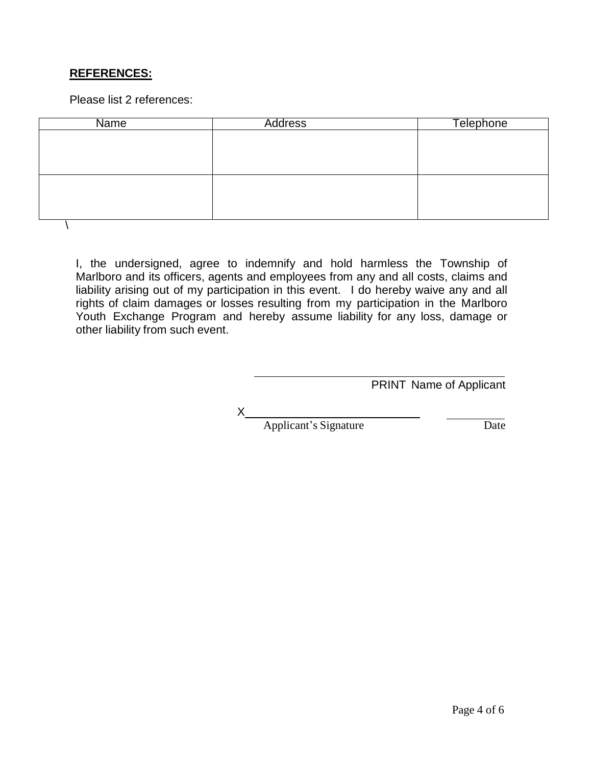**REFERENCES:**

Please list 2 references:

| Name | Address | Telephone |
| --- | --- | --- |
| | | |
| | | |

\

I, the undersigned, agree to indemnify and hold harmless the Township of Marlboro and its officers, agents and employees from any and all costs, claims and liability arising out of my participation in this event. I do hereby waive any and all rights of claim damages or losses resulting from my participation in the Marlboro Youth Exchange Program and hereby assume liability for any loss, damage or other liability from such event.

\_\_\_\_\_\_\_\_\_\_\_\_\_\_\_\_\_\_\_\_\_\_\_\_\_\_\_\_\_\_\_\_\_\_\_\_
PRINT Name of Applicant

X\_\_\_\_\_\_\_\_\_\_\_\_\_\_\_\_\_\_\_\_\_\_\_\_\_\_\_\_ \_\_\_\_\_\_\_\_\_
Applicant's Signature Date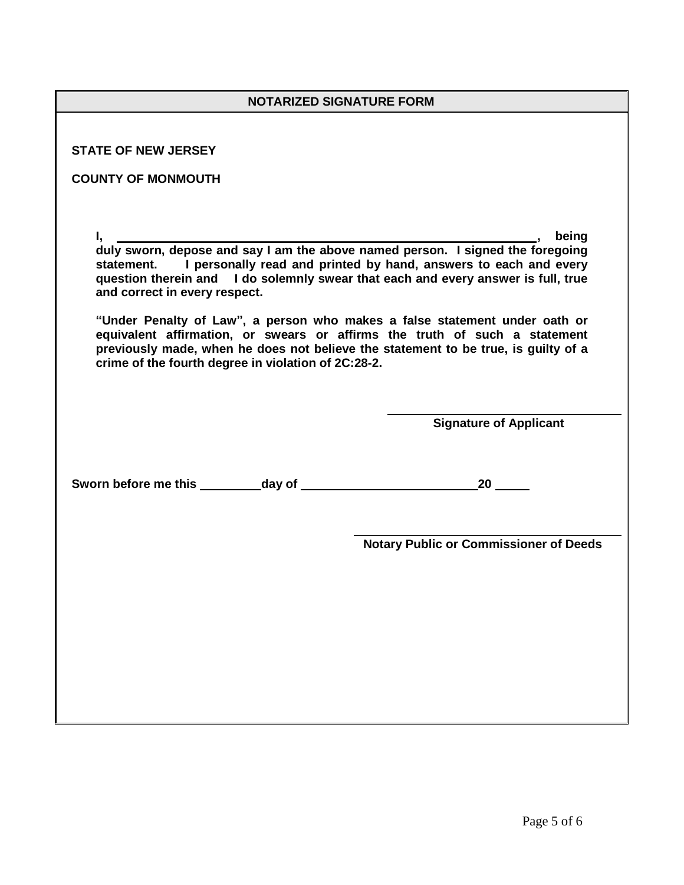## NOTARIZED SIGNATURE FORM

**STATE OF NEW JERSEY**

**COUNTY OF MONMOUTH**

**I, \_\_\_\_\_\_\_\_\_\_\_\_\_\_\_\_\_\_\_\_\_\_\_\_\_\_\_\_\_\_\_\_\_\_\_\_\_\_\_\_\_\_\_\_\_\_\_\_\_\_\_\_\_\_, being duly sworn, depose and say I am the above named person. I signed the foregoing statement. I personally read and printed by hand, answers to each and every question therein and I do solemnly swear that each and every answer is full, true and correct in every respect.**

**"Under Penalty of Law", a person who makes a false statement under oath or equivalent affirmation, or swears or affirms the truth of such a statement previously made, when he does not believe the statement to be true, is guilty of a crime of the fourth degree in violation of 2C:28-2.**

\_\_\_\_\_\_\_\_\_\_\_\_\_\_\_\_\_\_\_\_\_\_\_\_\_\_\_\_\_\_\_\_\_\_
**Signature of Applicant**

**Sworn before me this \_\_\_\_\_\_\_\_\_ day of \_\_\_\_\_\_\_\_\_\_\_\_\_\_\_\_\_\_\_\_\_\_\_\_\_\_ 20 \_\_\_\_\_**

\_\_\_\_\_\_\_\_\_\_\_\_\_\_\_\_\_\_\_\_\_\_\_\_\_\_\_\_\_\_\_\_\_\_\_\_\_\_
**Notary Public or Commissioner of Deeds**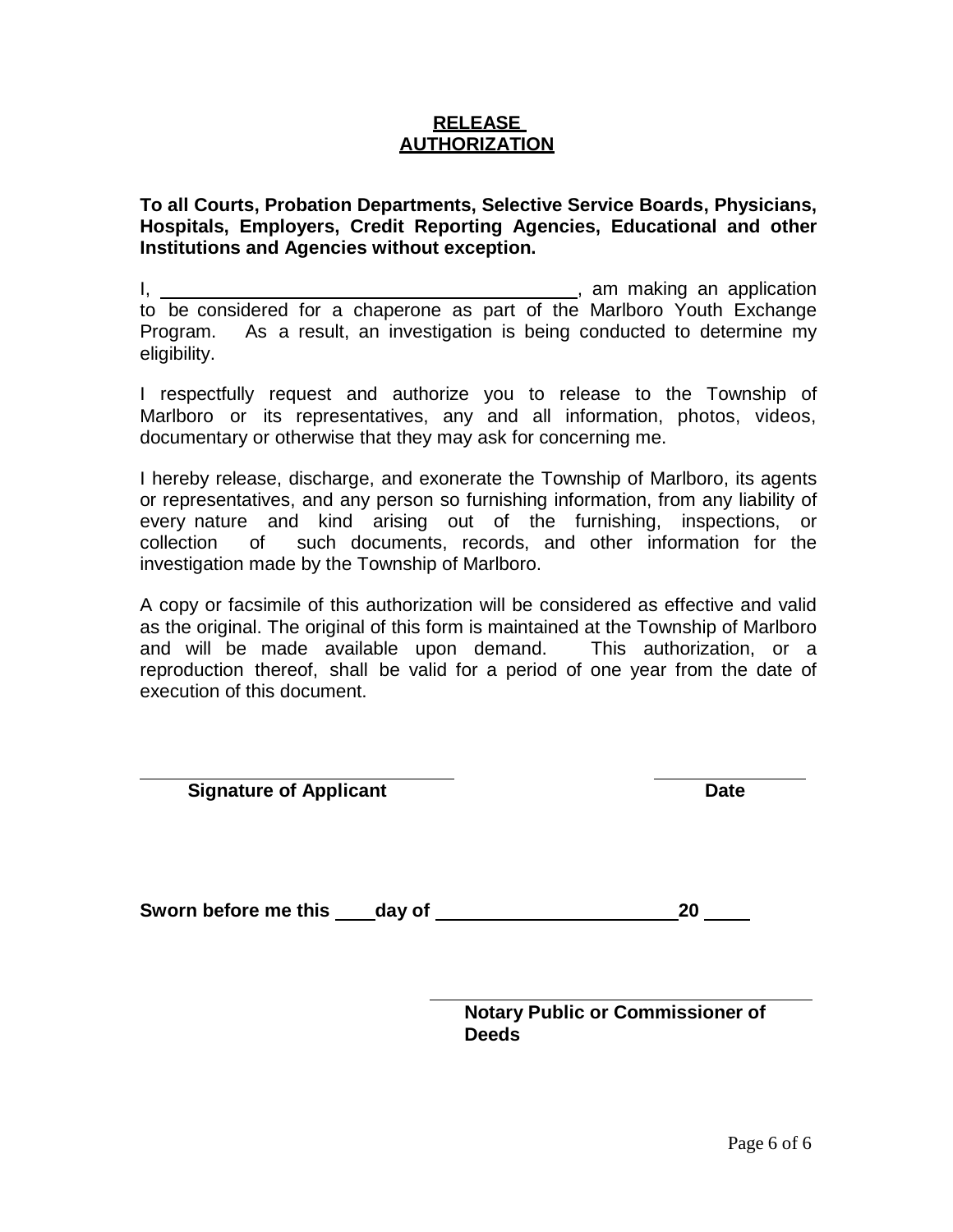## RELEASE AUTHORIZATION

**To all Courts, Probation Departments, Selective Service Boards, Physicians, Hospitals, Employers, Credit Reporting Agencies, Educational and other Institutions and Agencies without exception.**

I, ________________________________________, am making an application to be considered for a chaperone as part of the Marlboro Youth Exchange Program. As a result, an investigation is being conducted to determine my eligibility.

I respectfully request and authorize you to release to the Township of Marlboro or its representatives, any and all information, photos, videos, documentary or otherwise that they may ask for concerning me.

I hereby release, discharge, and exonerate the Township of Marlboro, its agents or representatives, and any person so furnishing information, from any liability of every nature and kind arising out of the furnishing, inspections, or collection of such documents, records, and other information for the investigation made by the Township of Marlboro.

A copy or facsimile of this authorization will be considered as effective and valid as the original. The original of this form is maintained at the Township of Marlboro and will be made available upon demand. This authorization, or a reproduction thereof, shall be valid for a period of one year from the date of execution of this document.

______________________________ ______________

**Signature of Applicant** **Date**

**Sworn before me this ____day of ______________________20 ____**

________________________________________

**Notary Public or Commissioner of Deeds**